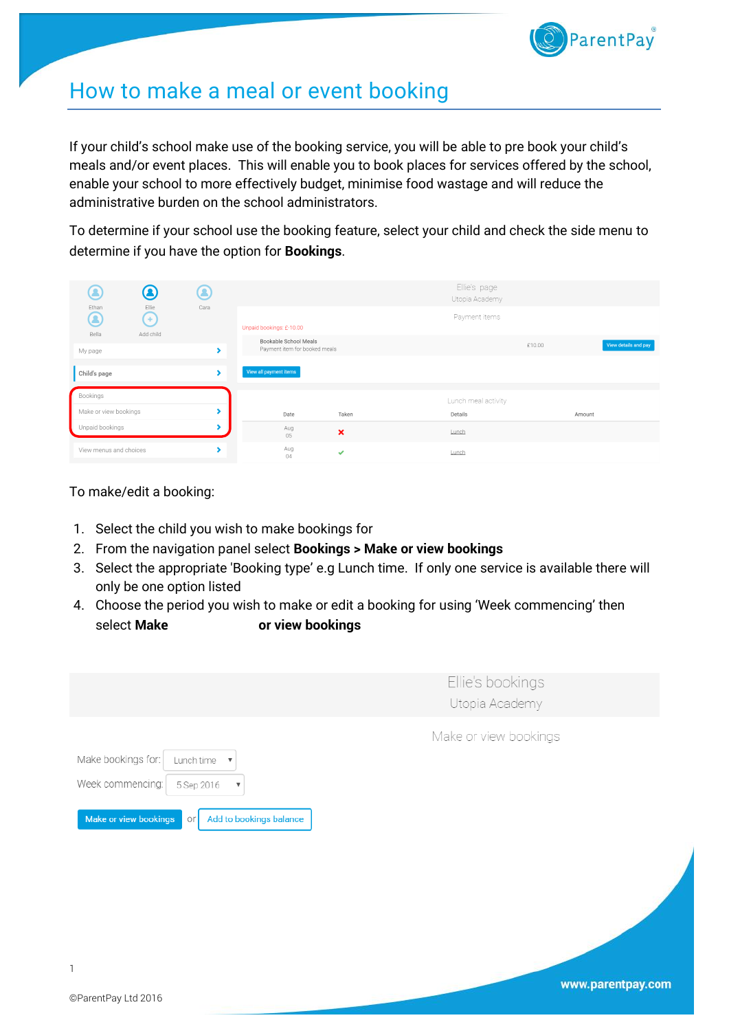# How to make a meal or event booking

If your child's school make use of the booking service, you will be able to pre book your child's meals and/or event places. This will enable you to book places for services offered by the school, enable your school to more effectively budget, minimise food wastage and will reduce the administrative burden on the school administrators.

To determine if your school use the booking feature, select your child and check the side menu to determine if you have the option for **Bookings**.

To make/edit a booking:

1. Select the child you wish to make bookings for
2. From the navigation panel select **Bookings > Make or view bookings**
3. Select the appropriate 'Booking type' e.g Lunch time. If only one service is available there will only be one option listed
4. Choose the period you wish to make or edit a booking for using 'Week commencing' then select **Make or view bookings**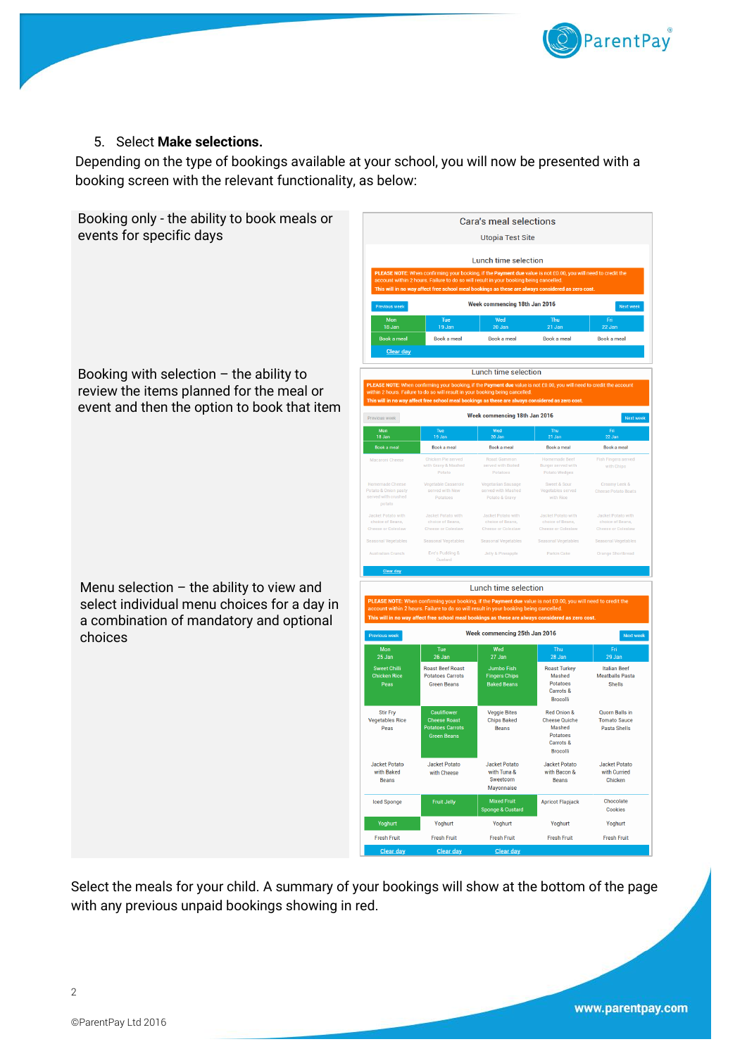5. Select **Make selections.**

Depending on the type of bookings available at your school, you will now be presented with a booking screen with the relevant functionality, as below:

Booking only - the ability to book meals or events for specific days

Booking with selection – the ability to review the items planned for the meal or event and then the option to book that item

Menu selection – the ability to view and select individual menu choices for a day in a combination of mandatory and optional choices

Select the meals for your child. A summary of your bookings will show at the bottom of the page with any previous unpaid bookings showing in red.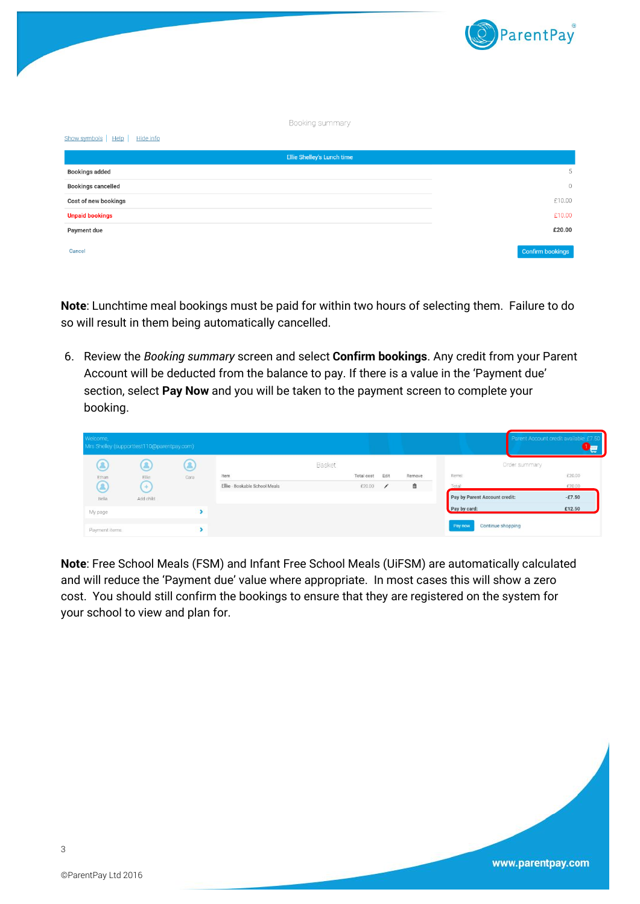Booking summary

Show symbols | Help | Hide info

| Ellie Shelley's Lunch time | |
|---|---|
| Bookings added | 5 |
| Bookings cancelled | 0 |
| Cost of new bookings | £10.00 |
| Unpaid bookings | £10.00 |
| Payment due | £20.00 |

Cancel

Confirm bookings

**Note**: Lunchtime meal bookings must be paid for within two hours of selecting them. Failure to do so will result in them being automatically cancelled.

6. Review the *Booking summary* screen and select **Confirm bookings**. Any credit from your Parent Account will be deducted from the balance to pay. If there is a value in the 'Payment due' section, select **Pay Now** and you will be taken to the payment screen to complete your booking.

Welcome,
Mrs Shelley (supporttest110@parentpay.com)

Parent Account credit available: £7.50

Ethan Ellie Cara
Bella Add child

My page

Payment items

Basket

| Item | Total cost | Edit | Remove |
|---|---|---|---|
| Ellie · Bookable School Meals | £20.00 | | |

Order summary

| | |
|---|---|
| Items: | £20.00 |
| Total: | £20.00 |
| Pay by Parent Account credit: | -£7.50 |
| Pay by card: | £12.50 |

Pay now Continue shopping

**Note**: Free School Meals (FSM) and Infant Free School Meals (UiFSM) are automatically calculated and will reduce the 'Payment due' value where appropriate. In most cases this will show a zero cost. You should still confirm the bookings to ensure that they are registered on the system for your school to view and plan for.